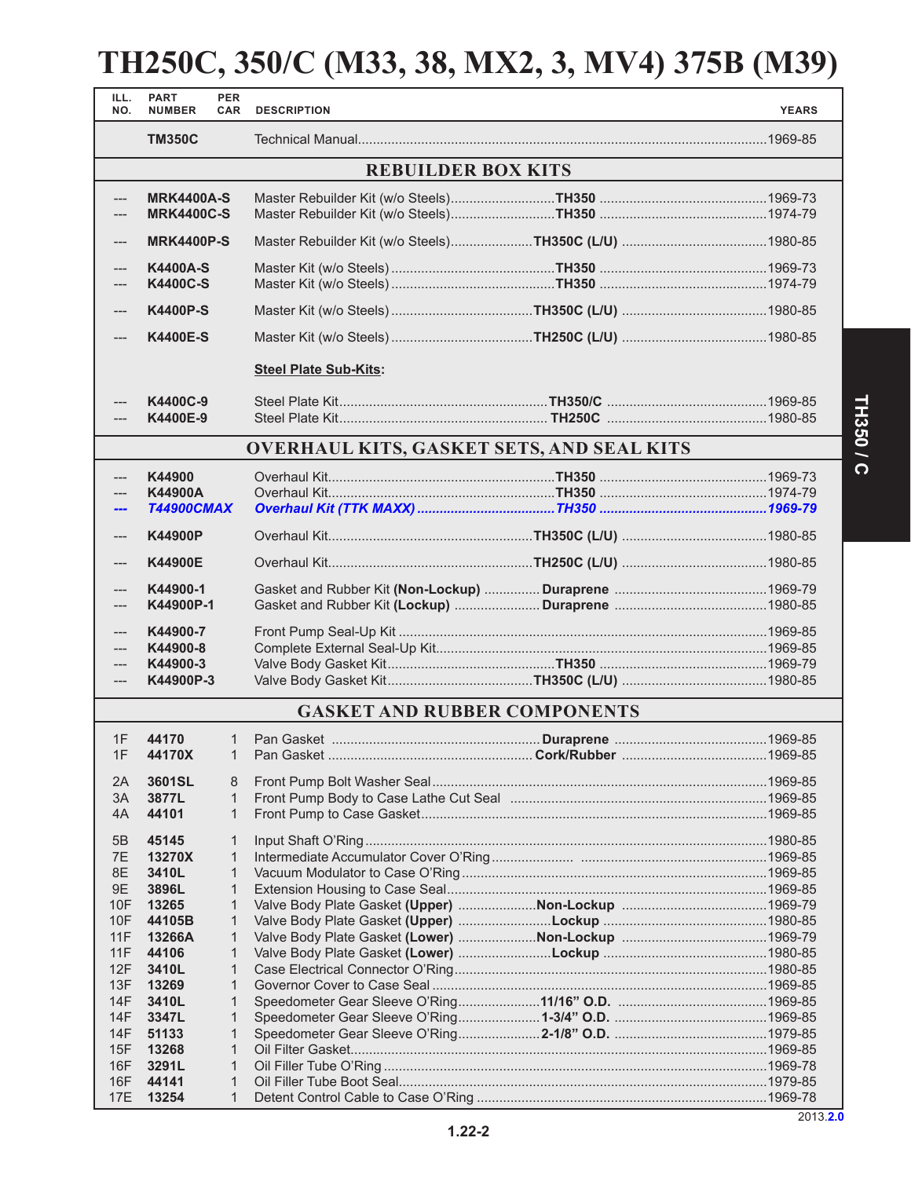# TH250C, 350/C (M33, 38, MX2, 3, MV4) 375B (M39)

| ILL. NO. | PART NUMBER | PER CAR | DESCRIPTION | | YEARS |
|---|---|---|---|---|---|
| | **TM350C** | | Technical Manual | | 1969-85 |
| | | | **REBUILDER BOX KITS** | | |
| --- | **MRK4400A-S** | | Master Rebuilder Kit (w/o Steels) | **TH350** | 1969-73 |
| --- | **MRK4400C-S** | | Master Rebuilder Kit (w/o Steels) | **TH350** | 1974-79 |
| --- | **MRK4400P-S** | | Master Rebuilder Kit (w/o Steels) | **TH350C (L/U)** | 1980-85 |
| --- | **K4400A-S** | | Master Kit (w/o Steels) | **TH350** | 1969-73 |
| --- | **K4400C-S** | | Master Kit (w/o Steels) | **TH350** | 1974-79 |
| --- | **K4400P-S** | | Master Kit (w/o Steels) | **TH350C (L/U)** | 1980-85 |
| --- | **K4400E-S** | | Master Kit (w/o Steels) | **TH250C (L/U)** | 1980-85 |
| | | | **Steel Plate Sub-Kits:** | | |
| --- | **K4400C-9** | | Steel Plate Kit | **TH350/C** | 1969-85 |
| --- | **K4400E-9** | | Steel Plate Kit | **TH250C** | 1980-85 |
| | | | **OVERHAUL KITS, GASKET SETS, AND SEAL KITS** | | |
| --- | **K44900** | | Overhaul Kit | **TH350** | 1969-73 |
| --- | **K44900A** | | Overhaul Kit | **TH350** | 1974-79 |
| --- | ***T44900CMAX*** | | ***Overhaul Kit (TTK MAXX)*** | ***TH350*** | ***1969-79*** |
| --- | **K44900P** | | Overhaul Kit | **TH350C (L/U)** | 1980-85 |
| --- | **K44900E** | | Overhaul Kit | **TH250C (L/U)** | 1980-85 |
| --- | **K44900-1** | | Gasket and Rubber Kit **(Non-Lockup)** | **Duraprene** | 1969-79 |
| --- | **K44900P-1** | | Gasket and Rubber Kit **(Lockup)** | **Duraprene** | 1980-85 |
| --- | **K44900-7** | | Front Pump Seal-Up Kit | | 1969-85 |
| --- | **K44900-8** | | Complete External Seal-Up Kit | | 1969-85 |
| --- | **K44900-3** | | Valve Body Gasket Kit | **TH350** | 1969-79 |
| --- | **K44900P-3** | | Valve Body Gasket Kit | **TH350C (L/U)** | 1980-85 |
| | | | **GASKET AND RUBBER COMPONENTS** | | |
| 1F | **44170** | 1 | Pan Gasket | **Duraprene** | 1969-85 |
| 1F | **44170X** | 1 | Pan Gasket | **Cork/Rubber** | 1969-85 |
| 2A | **3601SL** | 8 | Front Pump Bolt Washer Seal | | 1969-85 |
| 3A | **3877L** | 1 | Front Pump Body to Case Lathe Cut Seal | | 1969-85 |
| 4A | **44101** | 1 | Front Pump to Case Gasket | | 1969-85 |
| 5B | **45145** | 1 | Input Shaft O'Ring | | 1980-85 |
| 7E | **13270X** | 1 | Intermediate Accumulator Cover O'Ring | | 1969-85 |
| 8E | **3410L** | 1 | Vacuum Modulator to Case O'Ring | | 1969-85 |
| 9E | **3896L** | 1 | Extension Housing to Case Seal | | 1969-85 |
| 10F | **13265** | 1 | Valve Body Plate Gasket **(Upper)** | **Non-Lockup** | 1969-79 |
| 10F | **44105B** | 1 | Valve Body Plate Gasket **(Upper)** | **Lockup** | 1980-85 |
| 11F | **13266A** | 1 | Valve Body Plate Gasket **(Lower)** | **Non-Lockup** | 1969-79 |
| 11F | **44106** | 1 | Valve Body Plate Gasket **(Lower)** | **Lockup** | 1980-85 |
| 12F | **3410L** | 1 | Case Electrical Connector O'Ring | | 1980-85 |
| 13F | **13269** | 1 | Governor Cover to Case Seal | | 1969-85 |
| 14F | **3410L** | 1 | Speedometer Gear Sleeve O'Ring | **11/16" O.D.** | 1969-85 |
| 14F | **3347L** | 1 | Speedometer Gear Sleeve O'Ring | **1-3/4" O.D.** | 1969-85 |
| 14F | **51133** | 1 | Speedometer Gear Sleeve O'Ring | **2-1/8" O.D.** | 1979-85 |
| 15F | **13268** | 1 | Oil Filter Gasket | | 1969-85 |
| 16F | **3291L** | 1 | Oil Filler Tube O'Ring | | 1969-78 |
| 16F | **44141** | 1 | Oil Filler Tube Boot Seal | | 1979-85 |
| 17E | **13254** | 1 | Detent Control Cable to Case O'Ring | | 1969-78 |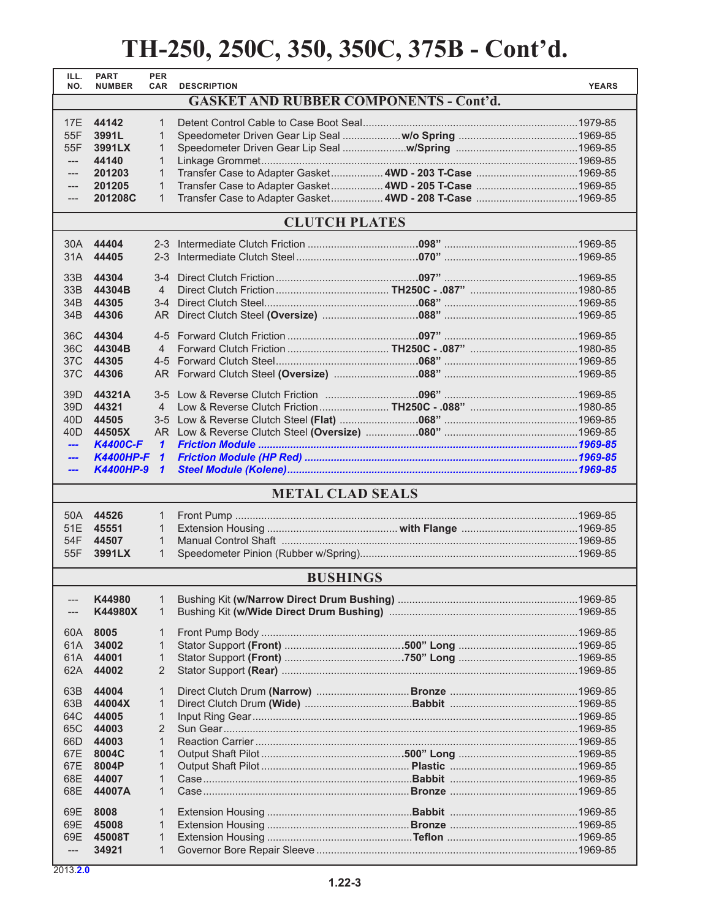# TH-250, 250C, 350, 350C, 375B - Cont'd.

| ILL. NO. | PART NUMBER | PER CAR | DESCRIPTION | | YEARS |
|---|---|---|---|---|---|
| **GASKET AND RUBBER COMPONENTS - Cont'd.** | | | | | |
| 17E | **44142** | 1 | Detent Control Cable to Case Boot Seal | | 1979-85 |
| 55F | **3991L** | 1 | Speedometer Driven Gear Lip Seal | **w/o Spring** | 1969-85 |
| 55F | **3991LX** | 1 | Speedometer Driven Gear Lip Seal | **w/Spring** | 1969-85 |
| --- | **44140** | 1 | Linkage Grommet | | 1969-85 |
| --- | **201203** | 1 | Transfer Case to Adapter Gasket | **4WD - 203 T-Case** | 1969-85 |
| --- | **201205** | 1 | Transfer Case to Adapter Gasket | **4WD - 205 T-Case** | 1969-85 |
| --- | **201208C** | 1 | Transfer Case to Adapter Gasket | **4WD - 208 T-Case** | 1969-85 |
| **CLUTCH PLATES** | | | | | |
| 30A | **44404** | 2-3 | Intermediate Clutch Friction | **.098"** | 1969-85 |
| 31A | **44405** | 2-3 | Intermediate Clutch Steel | **.070"** | 1969-85 |
| 33B | **44304** | 3-4 | Direct Clutch Friction | **.097"** | 1969-85 |
| 33B | **44304B** | 4 | Direct Clutch Friction | **TH250C - .087"** | 1980-85 |
| 34B | **44305** | 3-4 | Direct Clutch Steel | **.068"** | 1969-85 |
| 34B | **44306** | AR | Direct Clutch Steel **(Oversize)** | **.088"** | 1969-85 |
| 36C | **44304** | 4-5 | Forward Clutch Friction | **.097"** | 1969-85 |
| 36C | **44304B** | 4 | Forward Clutch Friction | **TH250C - .087"** | 1980-85 |
| 37C | **44305** | 4-5 | Forward Clutch Steel | **.068"** | 1969-85 |
| 37C | **44306** | AR | Forward Clutch Steel **(Oversize)** | **.088"** | 1969-85 |
| 39D | **44321A** | 3-5 | Low & Reverse Clutch Friction | **.096"** | 1969-85 |
| 39D | **44321** | 4 | Low & Reverse Clutch Friction | **TH250C - .088"** | 1980-85 |
| 40D | **44505** | 3-5 | Low & Reverse Clutch Steel **(Flat)** | **.068"** | 1969-85 |
| 40D | **44505X** | AR | Low & Reverse Clutch Steel **(Oversize)** | **.080"** | 1969-85 |
| *---* | ***K4400C-F*** | *1* | ***Friction Module*** | | *1969-85* |
| *---* | ***K4400HP-F*** | *1* | ***Friction Module (HP Red)*** | | *1969-85* |
| *---* | ***K4400HP-9*** | *1* | ***Steel Module (Kolene)*** | | *1969-85* |
| **METAL CLAD SEALS** | | | | | |
| 50A | **44526** | 1 | Front Pump | | 1969-85 |
| 51E | **45551** | 1 | Extension Housing | **with Flange** | 1969-85 |
| 54F | **44507** | 1 | Manual Control Shaft | | 1969-85 |
| 55F | **3991LX** | 1 | Speedometer Pinion (Rubber w/Spring) | | 1969-85 |
| **BUSHINGS** | | | | | |
| --- | **K44980** | 1 | Bushing Kit **(w/Narrow Direct Drum Bushing)** | | 1969-85 |
| --- | **K44980X** | 1 | Bushing Kit **(w/Wide Direct Drum Bushing)** | | 1969-85 |
| 60A | **8005** | 1 | Front Pump Body | | 1969-85 |
| 61A | **34002** | 1 | Stator Support **(Front)** | **.500" Long** | 1969-85 |
| 61A | **44001** | 1 | Stator Support **(Front)** | **.750" Long** | 1969-85 |
| 62A | **44002** | 2 | Stator Support **(Rear)** | | 1969-85 |
| 63B | **44004** | 1 | Direct Clutch Drum **(Narrow)** | **Bronze** | 1969-85 |
| 63B | **44004X** | 1 | Direct Clutch Drum **(Wide)** | **Babbit** | 1969-85 |
| 64C | **44005** | 1 | Input Ring Gear | | 1969-85 |
| 65C | **44003** | 2 | Sun Gear | | 1969-85 |
| 66D | **44003** | 1 | Reaction Carrier | | 1969-85 |
| 67E | **8004C** | 1 | Output Shaft Pilot | **.500" Long** | 1969-85 |
| 67E | **8004P** | 1 | Output Shaft Pilot | **Plastic** | 1969-85 |
| 68E | **44007** | 1 | Case | **Babbit** | 1969-85 |
| 68E | **44007A** | 1 | Case | **Bronze** | 1969-85 |
| 69E | **8008** | 1 | Extension Housing | **Babbit** | 1969-85 |
| 69E | **45008** | 1 | Extension Housing | **Bronze** | 1969-85 |
| 69E | **45008T** | 1 | Extension Housing | **Teflon** | 1969-85 |
| --- | **34921** | 1 | Governor Bore Repair Sleeve | | 1969-85 |

2013.**2.0**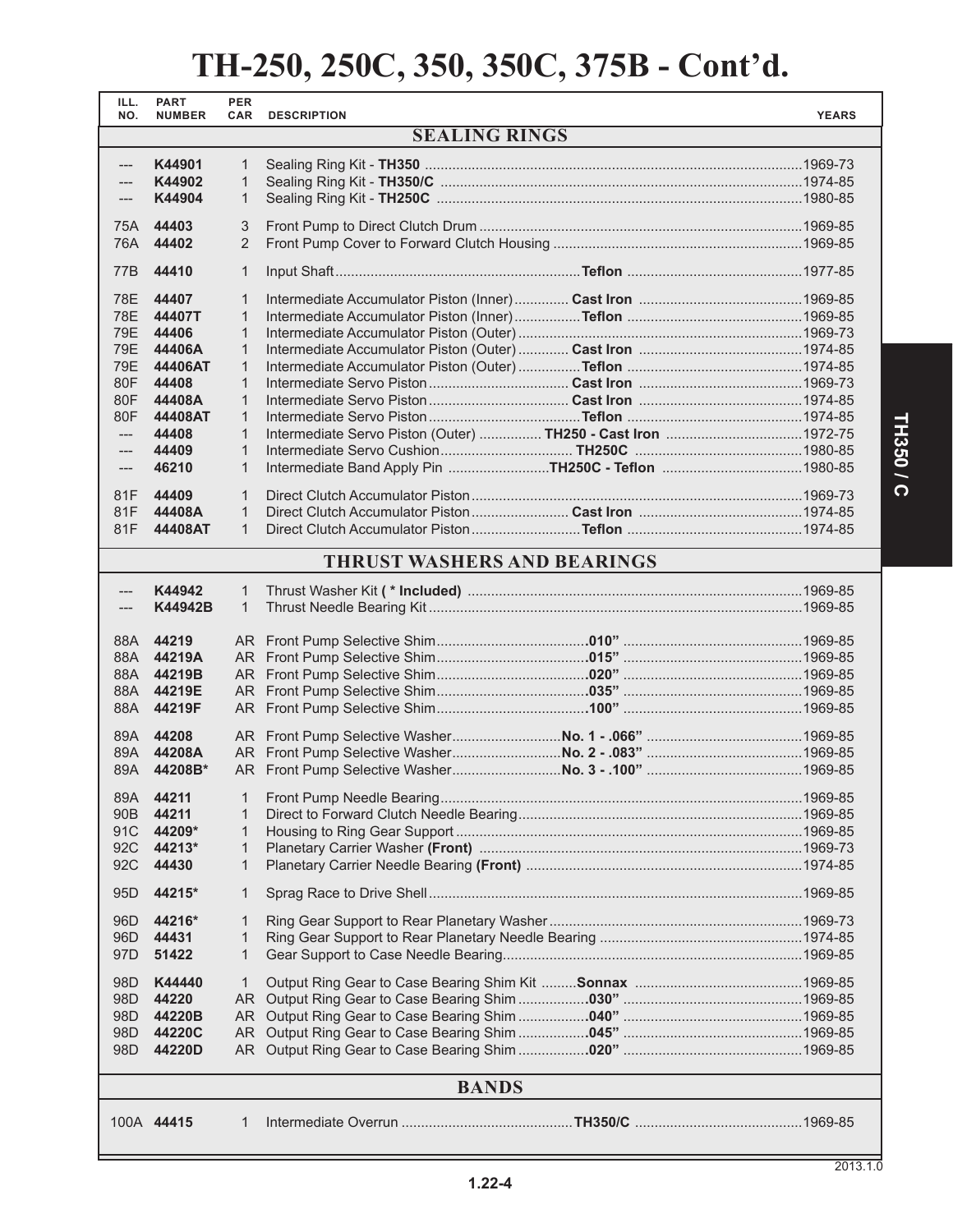# TH-250, 250C, 350, 350C, 375B - Cont'd.

| ILL. NO. | PART NUMBER | PER CAR | DESCRIPTION | | YEARS |
|---|---|---|---|---|---|
| | | | **SEALING RINGS** | | |
| --- | **K44901** | 1 | Sealing Ring Kit - **TH350** | | 1969-73 |
| --- | **K44902** | 1 | Sealing Ring Kit - **TH350/C** | | 1974-85 |
| --- | **K44904** | 1 | Sealing Ring Kit - **TH250C** | | 1980-85 |
| 75A | **44403** | 3 | Front Pump to Direct Clutch Drum | | 1969-85 |
| 76A | **44402** | 2 | Front Pump Cover to Forward Clutch Housing | | 1969-85 |
| 77B | **44410** | 1 | Input Shaft | **Teflon** | 1977-85 |
| 78E | **44407** | 1 | Intermediate Accumulator Piston (Inner) | **Cast Iron** | 1969-85 |
| 78E | **44407T** | 1 | Intermediate Accumulator Piston (Inner) | **Teflon** | 1969-85 |
| 79E | **44406** | 1 | Intermediate Accumulator Piston (Outer) | | 1969-73 |
| 79E | **44406A** | 1 | Intermediate Accumulator Piston (Outer) | **Cast Iron** | 1974-85 |
| 79E | **44406AT** | 1 | Intermediate Accumulator Piston (Outer) | **Teflon** | 1974-85 |
| 80F | **44408** | 1 | Intermediate Servo Piston | **Cast Iron** | 1969-73 |
| 80F | **44408A** | 1 | Intermediate Servo Piston | **Cast Iron** | 1974-85 |
| 80F | **44408AT** | 1 | Intermediate Servo Piston | **Teflon** | 1974-85 |
| --- | **44408** | 1 | Intermediate Servo Piston (Outer) | **TH250 - Cast Iron** | 1972-75 |
| --- | **44409** | 1 | Intermediate Servo Cushion | **TH250C** | 1980-85 |
| --- | **46210** | 1 | Intermediate Band Apply Pin | **TH250C - Teflon** | 1980-85 |
| 81F | **44409** | 1 | Direct Clutch Accumulator Piston | | 1969-73 |
| 81F | **44408A** | 1 | Direct Clutch Accumulator Piston | **Cast Iron** | 1974-85 |
| 81F | **44408AT** | 1 | Direct Clutch Accumulator Piston | **Teflon** | 1974-85 |
| | | | **THRUST WASHERS AND BEARINGS** | | |
| --- | **K44942** | 1 | Thrust Washer Kit **( * Included)** | | 1969-85 |
| --- | **K44942B** | 1 | Thrust Needle Bearing Kit | | 1969-85 |
| 88A | **44219** | AR | Front Pump Selective Shim | **.010"** | 1969-85 |
| 88A | **44219A** | AR | Front Pump Selective Shim | **.015"** | 1969-85 |
| 88A | **44219B** | AR | Front Pump Selective Shim | **.020"** | 1969-85 |
| 88A | **44219E** | AR | Front Pump Selective Shim | **.035"** | 1969-85 |
| 88A | **44219F** | AR | Front Pump Selective Shim | **.100"** | 1969-85 |
| 89A | **44208** | AR | Front Pump Selective Washer | **No. 1 - .066"** | 1969-85 |
| 89A | **44208A** | AR | Front Pump Selective Washer | **No. 2 - .083"** | 1969-85 |
| 89A | **44208B*** | AR | Front Pump Selective Washer | **No. 3 - .100"** | 1969-85 |
| 89A | **44211** | 1 | Front Pump Needle Bearing | | 1969-85 |
| 90B | **44211** | 1 | Direct to Forward Clutch Needle Bearing | | 1969-85 |
| 91C | **44209*** | 1 | Housing to Ring Gear Support | | 1969-85 |
| 92C | **44213*** | 1 | Planetary Carrier Washer **(Front)** | | 1969-73 |
| 92C | **44430** | 1 | Planetary Carrier Needle Bearing **(Front)** | | 1974-85 |
| 95D | **44215*** | 1 | Sprag Race to Drive Shell | | 1969-85 |
| 96D | **44216*** | 1 | Ring Gear Support to Rear Planetary Washer | | 1969-73 |
| 96D | **44431** | 1 | Ring Gear Support to Rear Planetary Needle Bearing | | 1974-85 |
| 97D | **51422** | 1 | Gear Support to Case Needle Bearing | | 1969-85 |
| 98D | **K44440** | 1 | Output Ring Gear to Case Bearing Shim Kit | **Sonnax** | 1969-85 |
| 98D | **44220** | AR | Output Ring Gear to Case Bearing Shim | **.030"** | 1969-85 |
| 98D | **44220B** | AR | Output Ring Gear to Case Bearing Shim | **.040"** | 1969-85 |
| 98D | **44220C** | AR | Output Ring Gear to Case Bearing Shim | **.045"** | 1969-85 |
| 98D | **44220D** | AR | Output Ring Gear to Case Bearing Shim | **.020"** | 1969-85 |
| | | | **BANDS** | | |
| 100A | **44415** | 1 | Intermediate Overrun | **TH350/C** | 1969-85 |

2013.1.0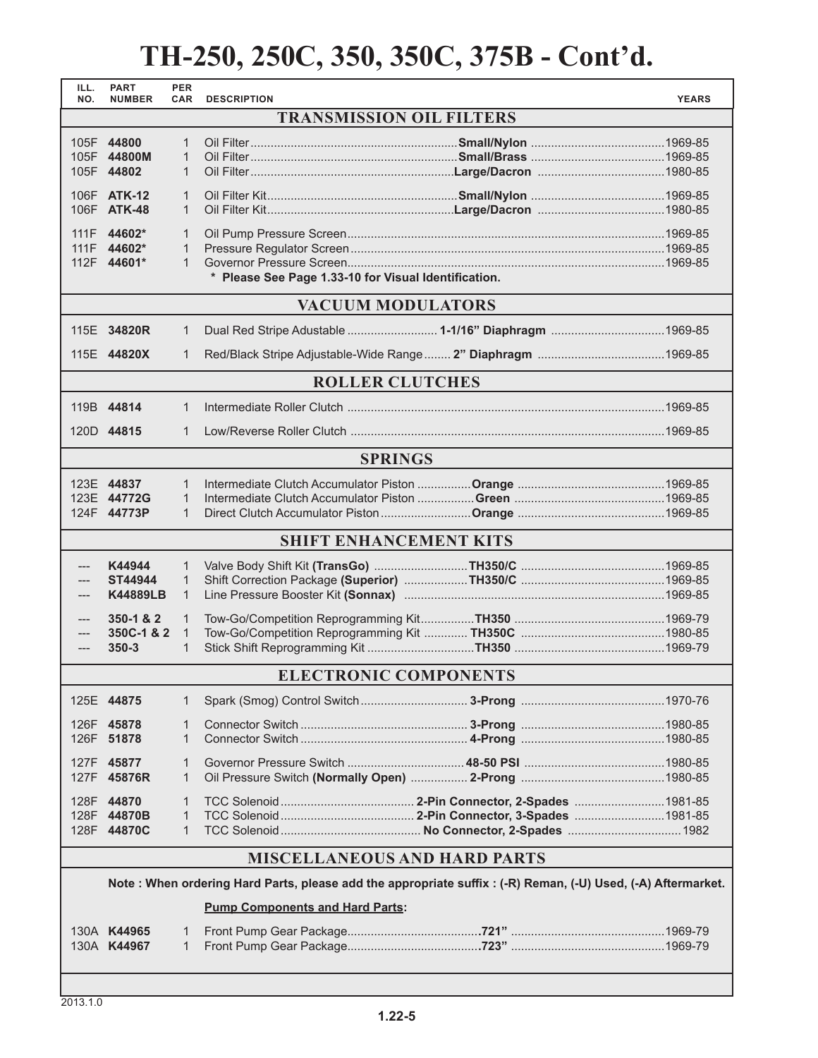# TH-250, 250C, 350, 350C, 375B - Cont'd.

| ILL. NO. | PART NUMBER | PER CAR | DESCRIPTION | | YEARS |
|---|---|---|---|---|---|
| | | | **TRANSMISSION OIL FILTERS** | | |
| 105F | **44800** | 1 | Oil Filter | **Small/Nylon** | 1969-85 |
| 105F | **44800M** | 1 | Oil Filter | **Small/Brass** | 1969-85 |
| 105F | **44802** | 1 | Oil Filter | **Large/Dacron** | 1980-85 |
| 106F | **ATK-12** | 1 | Oil Filter Kit | **Small/Nylon** | 1969-85 |
| 106F | **ATK-48** | 1 | Oil Filter Kit | **Large/Dacron** | 1980-85 |
| 111F | **44602*** | 1 | Oil Pump Pressure Screen | | 1969-85 |
| 111F | **44602*** | 1 | Pressure Regulator Screen | | 1969-85 |
| 112F | **44601*** | 1 | Governor Pressure Screen | | 1969-85 |
| | | | **\* Please See Page 1.33-10 for Visual Identification.** | | |
| | | | **VACUUM MODULATORS** | | |
| 115E | **34820R** | 1 | Dual Red Stripe Adustable | **1-1/16" Diaphragm** | 1969-85 |
| 115E | **44820X** | 1 | Red/Black Stripe Adjustable-Wide Range | **2" Diaphragm** | 1969-85 |
| | | | **ROLLER CLUTCHES** | | |
| 119B | **44814** | 1 | Intermediate Roller Clutch | | 1969-85 |
| 120D | **44815** | 1 | Low/Reverse Roller Clutch | | 1969-85 |
| | | | **SPRINGS** | | |
| 123E | **44837** | 1 | Intermediate Clutch Accumulator Piston | **Orange** | 1969-85 |
| 123E | **44772G** | 1 | Intermediate Clutch Accumulator Piston | **Green** | 1969-85 |
| 124F | **44773P** | 1 | Direct Clutch Accumulator Piston | **Orange** | 1969-85 |
| | | | **SHIFT ENHANCEMENT KITS** | | |
| --- | **K44944** | 1 | Valve Body Shift Kit **(TransGo)** | **TH350/C** | 1969-85 |
| --- | **ST44944** | 1 | Shift Correction Package **(Superior)** | **TH350/C** | 1969-85 |
| --- | **K44889LB** | 1 | Line Pressure Booster Kit **(Sonnax)** | | 1969-85 |
| --- | **350-1 & 2** | 1 | Tow-Go/Competition Reprogramming Kit | **TH350** | 1969-79 |
| --- | **350C-1 & 2** | 1 | Tow-Go/Competition Reprogramming Kit | **TH350C** | 1980-85 |
| --- | **350-3** | 1 | Stick Shift Reprogramming Kit | **TH350** | 1969-79 |
| | | | **ELECTRONIC COMPONENTS** | | |
| 125E | **44875** | 1 | Spark (Smog) Control Switch | **3-Prong** | 1970-76 |
| 126F | **45878** | 1 | Connector Switch | **3-Prong** | 1980-85 |
| 126F | **51878** | 1 | Connector Switch | **4-Prong** | 1980-85 |
| 127F | **45877** | 1 | Governor Pressure Switch | **48-50 PSI** | 1980-85 |
| 127F | **45876R** | 1 | Oil Pressure Switch **(Normally Open)** | **2-Prong** | 1980-85 |
| 128F | **44870** | 1 | TCC Solenoid | **2-Pin Connector, 2-Spades** | 1981-85 |
| 128F | **44870B** | 1 | TCC Solenoid | **2-Pin Connector, 3-Spades** | 1981-85 |
| 128F | **44870C** | 1 | TCC Solenoid | **No Connector, 2-Spades** | 1982 |
| | | | **MISCELLANEOUS AND HARD PARTS** | | |

**Note : When ordering Hard Parts, please add the appropriate suffix : (-R) Reman, (-U) Used, (-A) Aftermarket.**

**Pump Components and Hard Parts:**

| ILL. NO. | PART NUMBER | PER CAR | DESCRIPTION | | YEARS |
|---|---|---|---|---|---|
| 130A | **K44965** | 1 | Front Pump Gear Package | **.721"** | 1969-79 |
| 130A | **K44967** | 1 | Front Pump Gear Package | **.723"** | 1969-79 |

2013.1.0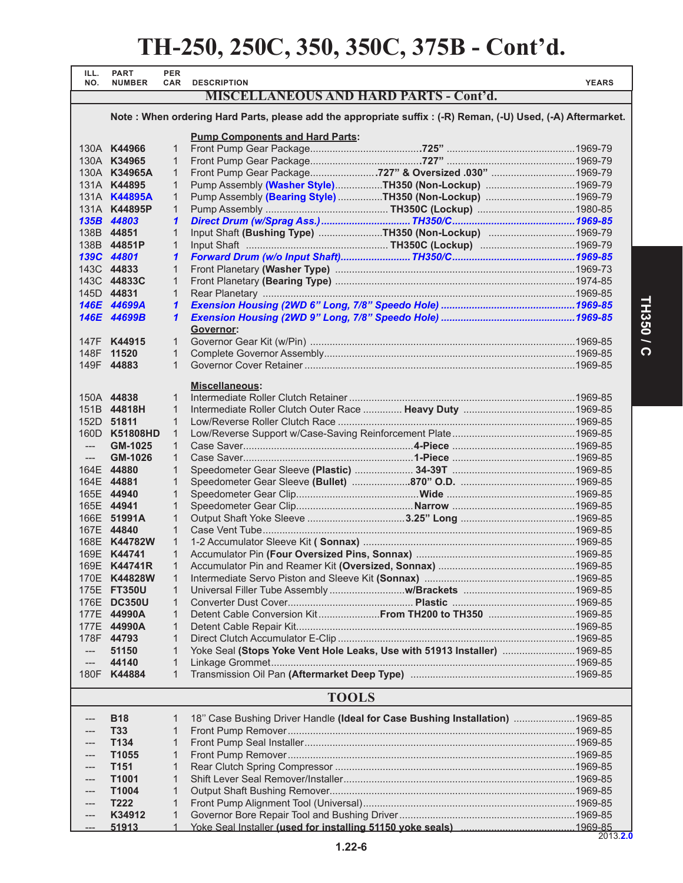# TH-250, 250C, 350, 350C, 375B - Cont'd.

| ILL. NO. | PART NUMBER | PER CAR | DESCRIPTION | YEARS |
|---|---|---|---|---|
| | | | **MISCELLANEOUS AND HARD PARTS - Cont'd.** | |
| | | | **Note : When ordering Hard Parts, please add the appropriate suffix : (-R) Reman, (-U) Used, (-A) Aftermarket.** | |
| | | | **Pump Components and Hard Parts:** | |
| 130A | **K44966** | 1 | Front Pump Gear Package **.725"** | 1969-79 |
| 130A | **K34965** | 1 | Front Pump Gear Package **.727"** | 1969-79 |
| 130A | **K34965A** | 1 | Front Pump Gear Package **.727" & Oversized .030"** | 1969-79 |
| 131A | **K44895** | 1 | Pump Assembly **(Washer Style)** **TH350 (Non-Lockup)** | 1969-79 |
| 131A | **K44895A** | 1 | Pump Assembly **(Bearing Style)** **TH350 (Non-Lockup)** | 1969-79 |
| 131A | **K44895P** | 1 | Pump Assembly **TH350C (Lockup)** | 1980-85 |
| ***135B*** | ***44803*** | ***1*** | ***Direct Drum (w/Sprag Ass.) TH350/C*** | ***1969-85*** |
| 138B | **44851** | 1 | Input Shaft **(Bushing Type)** **TH350 (Non-Lockup)** | 1969-79 |
| 138B | **44851P** | 1 | Input Shaft **TH350C (Lockup)** | 1969-79 |
| ***139C*** | ***44801*** | ***1*** | ***Forward Drum (w/o Input Shaft) TH350/C*** | ***1969-85*** |
| 143C | **44833** | 1 | Front Planetary **(Washer Type)** | 1969-73 |
| 143C | **44833C** | 1 | Front Planetary **(Bearing Type)** | 1974-85 |
| 145D | **44831** | 1 | Rear Planetary | 1969-85 |
| ***146E*** | ***44699A*** | ***1*** | ***Exension Housing (2WD 6" Long, 7/8" Speedo Hole)*** | ***1969-85*** |
| ***146E*** | ***44699B*** | ***1*** | ***Exension Housing (2WD 9" Long, 7/8" Speedo Hole)*** | ***1969-85*** |
| | | | **Governor:** | |
| 147F | **K44915** | 1 | Governor Gear Kit (w/Pin) | 1969-85 |
| 148F | **11520** | 1 | Complete Governor Assembly | 1969-85 |
| 149F | **44883** | 1 | Governor Cover Retainer | 1969-85 |
| | | | **Miscellaneous:** | |
| 150A | **44838** | 1 | Intermediate Roller Clutch Retainer | 1969-85 |
| 151B | **44818H** | 1 | Intermediate Roller Clutch Outer Race **Heavy Duty** | 1969-85 |
| 152D | **51811** | 1 | Low/Reverse Roller Clutch Race | 1969-85 |
| 160D | **K51808HD** | 1 | Low/Reverse Support w/Case-Saving Reinforcement Plate | 1969-85 |
| --- | **GM-1025** | 1 | Case Saver **4-Piece** | 1969-85 |
| --- | **GM-1026** | 1 | Case Saver **1-Piece** | 1969-85 |
| 164E | **44880** | 1 | Speedometer Gear Sleeve **(Plastic)** **34-39T** | 1969-85 |
| 164E | **44881** | 1 | Speedometer Gear Sleeve **(Bullet)** **.870" O.D.** | 1969-85 |
| 165E | **44940** | 1 | Speedometer Gear Clip **Wide** | 1969-85 |
| 165E | **44941** | 1 | Speedometer Gear Clip **Narrow** | 1969-85 |
| 166E | **51991A** | 1 | Output Shaft Yoke Sleeve **3.25" Long** | 1969-85 |
| 167E | **44840** | 1 | Case Vent Tube | 1969-85 |
| 168E | **K44782W** | 1 | 1-2 Accumulator Sleeve Kit **( Sonnax)** | 1969-85 |
| 169E | **K44741** | 1 | Accumulator Pin **(Four Oversized Pins, Sonnax)** | 1969-85 |
| 169E | **K44741R** | 1 | Accumulator Pin and Reamer Kit **(Oversized, Sonnax)** | 1969-85 |
| 170E | **K44828W** | 1 | Intermediate Servo Piston and Sleeve Kit **(Sonnax)** | 1969-85 |
| 175E | **FT350U** | 1 | Universal Filler Tube Assembly **w/Brackets** | 1969-85 |
| 176E | **DC350U** | 1 | Converter Dust Cover **Plastic** | 1969-85 |
| 177E | **44990A** | 1 | Detent Cable Conversion Kit **From TH200 to TH350** | 1969-85 |
| 177E | **44990A** | 1 | Detent Cable Repair Kit | 1969-85 |
| 178F | **44793** | 1 | Direct Clutch Accumulator E-Clip | 1969-85 |
| --- | **51150** | 1 | Yoke Seal **(Stops Yoke Vent Hole Leaks, Use with 51913 Installer)** | 1969-85 |
| --- | **44140** | 1 | Linkage Grommet | 1969-85 |
| 180F | **K44884** | 1 | Transmission Oil Pan **(Aftermarket Deep Type)** | 1969-85 |
| | | | **TOOLS** | |
| --- | **B18** | 1 | 18" Case Bushing Driver Handle **(Ideal for Case Bushing Installation)** | 1969-85 |
| --- | **T33** | 1 | Front Pump Remover | 1969-85 |
| --- | **T134** | 1 | Front Pump Seal Installer | 1969-85 |
| --- | **T1055** | 1 | Front Pump Remover | 1969-85 |
| --- | **T151** | 1 | Rear Clutch Spring Compressor | 1969-85 |
| --- | **T1001** | 1 | Shift Lever Seal Remover/Installer | 1969-85 |
| --- | **T1004** | 1 | Output Shaft Bushing Remover | 1969-85 |
| --- | **T222** | 1 | Front Pump Alignment Tool (Universal) | 1969-85 |
| --- | **K34912** | 1 | Governor Bore Repair Tool and Bushing Driver | 1969-85 |
| --- | **51913** | 1 | Yoke Seal Installer **(used for installing 51150 yoke seals)** | 1969-85 |